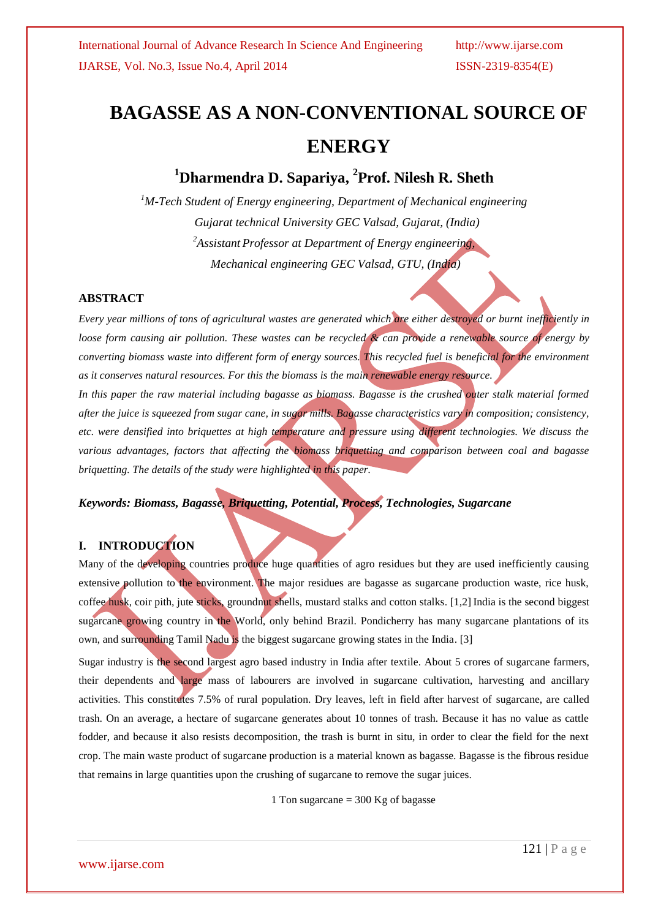# BAGASSE AS A NON-CONVENTIONAL SOURCE OF ENERGY

## [1]Dharmendra D. Sapariya, [2]Prof. Nilesh R. Sheth

*[1]M-Tech Student of Energy engineering, Department of Mechanical engineering*
*Gujarat technical University GEC Valsad, Gujarat, (India)*
*[2]Assistant Professor at Department of Energy engineering,*
*Mechanical engineering GEC Valsad, GTU, (India)*

### ABSTRACT

*Every year millions of tons of agricultural wastes are generated which are either destroyed or burnt inefficiently in loose form causing air pollution. These wastes can be recycled & can provide a renewable source of energy by converting biomass waste into different form of energy sources. This recycled fuel is beneficial for the environment as it conserves natural resources. For this the biomass is the main renewable energy resource.*

*In this paper the raw material including bagasse as biomass. Bagasse is the crushed outer stalk material formed after the juice is squeezed from sugar cane, in sugar mills. Bagasse characteristics vary in composition; consistency, etc. were densified into briquettes at high temperature and pressure using different technologies. We discuss the various advantages, factors that affecting the biomass briquetting and comparison between coal and bagasse briquetting. The details of the study were highlighted in this paper.*

***Keywords: Biomass, Bagasse, Briquetting, Potential, Process, Technologies, Sugarcane***

### I. INTRODUCTION

Many of the developing countries produce huge quantities of agro residues but they are used inefficiently causing extensive pollution to the environment. The major residues are bagasse as sugarcane production waste, rice husk, coffee husk, coir pith, jute sticks, groundnut shells, mustard stalks and cotton stalks. [1,2] India is the second biggest sugarcane growing country in the World, only behind Brazil. Pondicherry has many sugarcane plantations of its own, and surrounding Tamil Nadu is the biggest sugarcane growing states in the India. [3]

Sugar industry is the second largest agro based industry in India after textile. About 5 crores of sugarcane farmers, their dependents and large mass of labourers are involved in sugarcane cultivation, harvesting and ancillary activities. This constitutes 7.5% of rural population. Dry leaves, left in field after harvest of sugarcane, are called trash. On an average, a hectare of sugarcane generates about 10 tonnes of trash. Because it has no value as cattle fodder, and because it also resists decomposition, the trash is burnt in situ, in order to clear the field for the next crop. The main waste product of sugarcane production is a material known as bagasse. Bagasse is the fibrous residue that remains in large quantities upon the crushing of sugarcane to remove the sugar juices.

1 Ton sugarcane = 300 Kg of bagasse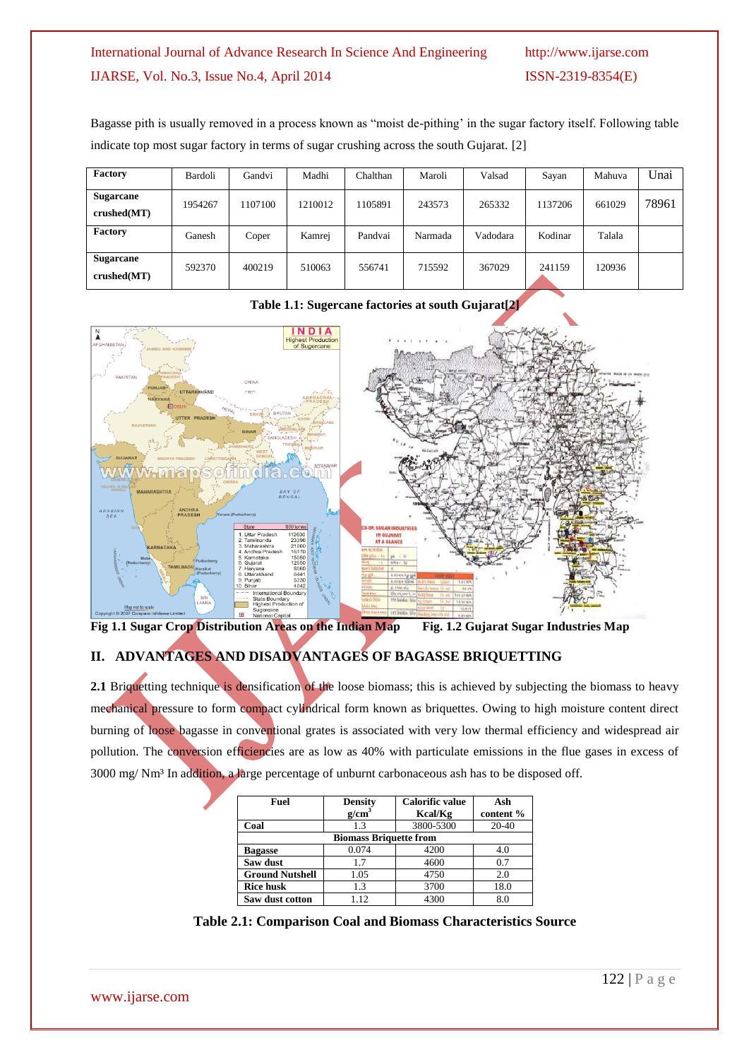Bagasse pith is usually removed in a process known as "moist de-pithing' in the sugar factory itself. Following table indicate top most sugar factory in terms of sugar crushing across the south Gujarat. [2]

| **Factory** | Bardoli | Gandvi | Madhi | Chalthan | Maroli | Valsad | Sayan | Mahuva | Unai |
|---|---|---|---|---|---|---|---|---|---|
| **Sugarcane crushed(MT)** | 1954267 | 1107100 | 1210012 | 1105891 | 243573 | 265332 | 1137206 | 661029 | 78961 |
| **Factory** | Ganesh | Coper | Kamrej | Pandvai | Narmada | Vadodara | Kodinar | Talala | |
| **Sugarcane crushed(MT)** | 592370 | 400219 | 510063 | 556741 | 715592 | 367029 | 241159 | 120936 | |

**Table 1.1: Sugercane factories at south Gujarat[2]**

**Fig 1.1 Sugar Crop Distribution Areas on the Indian Map** **Fig. 1.2 Gujarat Sugar Industries Map**

## II. ADVANTAGES AND DISADVANTAGES OF BAGASSE BRIQUETTING

**2.1** Briquetting technique is densification of the loose biomass; this is achieved by subjecting the biomass to heavy mechanical pressure to form compact cylindrical form known as briquettes. Owing to high moisture content direct burning of loose bagasse in conventional grates is associated with very low thermal efficiency and widespread air pollution. The conversion efficiencies are as low as 40% with particulate emissions in the flue gases in excess of 3000 mg/ Nm³ In addition, a large percentage of unburnt carbonaceous ash has to be disposed off.

| Fuel | Density g/cm$^3$ | Calorific value Kcal/Kg | Ash content % |
|---|---|---|---|
| **Coal** | 1.3 | 3800-5300 | 20-40 |
| **Biomass Briquette from** | | | |
| **Bagasse** | 0.074 | 4200 | 4.0 |
| **Saw dust** | 1.7 | 4600 | 0.7 |
| **Ground Nutshell** | 1.05 | 4750 | 2.0 |
| **Rice husk** | 1.3 | 3700 | 18.0 |
| **Saw dust cotton** | 1.12 | 4300 | 8.0 |

**Table 2.1: Comparison Coal and Biomass Characteristics Source**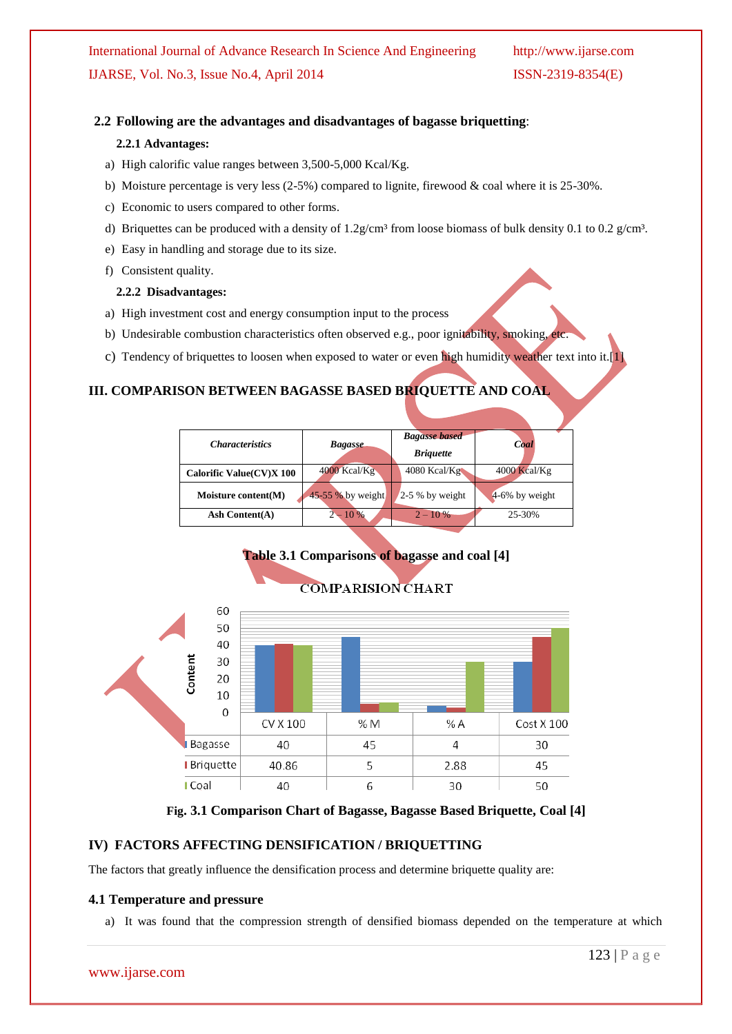### 2.2 Following are the advantages and disadvantages of bagasse briquetting:

#### 2.2.1 Advantages:

a) High calorific value ranges between 3,500-5,000 Kcal/Kg.

b) Moisture percentage is very less (2-5%) compared to lignite, firewood & coal where it is 25-30%.

c) Economic to users compared to other forms.

d) Briquettes can be produced with a density of 1.2g/cm³ from loose biomass of bulk density 0.1 to 0.2 g/cm³.

e) Easy in handling and storage due to its size.

f) Consistent quality.

#### 2.2.2 Disadvantages:

a) High investment cost and energy consumption input to the process

b) Undesirable combustion characteristics often observed e.g., poor ignitability, smoking, etc.

c) Tendency of briquettes to loosen when exposed to water or even high humidity weather text into it.[1]

## III. COMPARISON BETWEEN BAGASSE BASED BRIQUETTE AND COAL

| *Characteristics* | *Bagasse* | *Bagasse based Briquette* | *Coal* |
|---|---|---|---|
| **Calorific Value(CV)X 100** | 4000 Kcal/Kg | 4080 Kcal/Kg | 4000 Kcal/Kg |
| **Moisture content(M)** | 45-55 % by weight | 2-5 % by weight | 4-6% by weight |
| **Ash Content(A)** | 2 – 10 % | 2 – 10 % | 25-30% |

**Table 3.1 Comparisons of bagasse and coal [4]**

COMPARISION CHART

| | CV X 100 | % M | % A | Cost X 100 |
|---|---|---|---|---|
| Bagasse | 40 | 45 | 4 | 30 |
| Briquette | 40.86 | 5 | 2.88 | 45 |
| Coal | 40 | 6 | 30 | 50 |

**Fig. 3.1 Comparison Chart of Bagasse, Bagasse Based Briquette, Coal [4]**

## IV) FACTORS AFFECTING DENSIFICATION / BRIQUETTING

The factors that greatly influence the densification process and determine briquette quality are:

### 4.1 Temperature and pressure

a) It was found that the compression strength of densified biomass depended on the temperature at which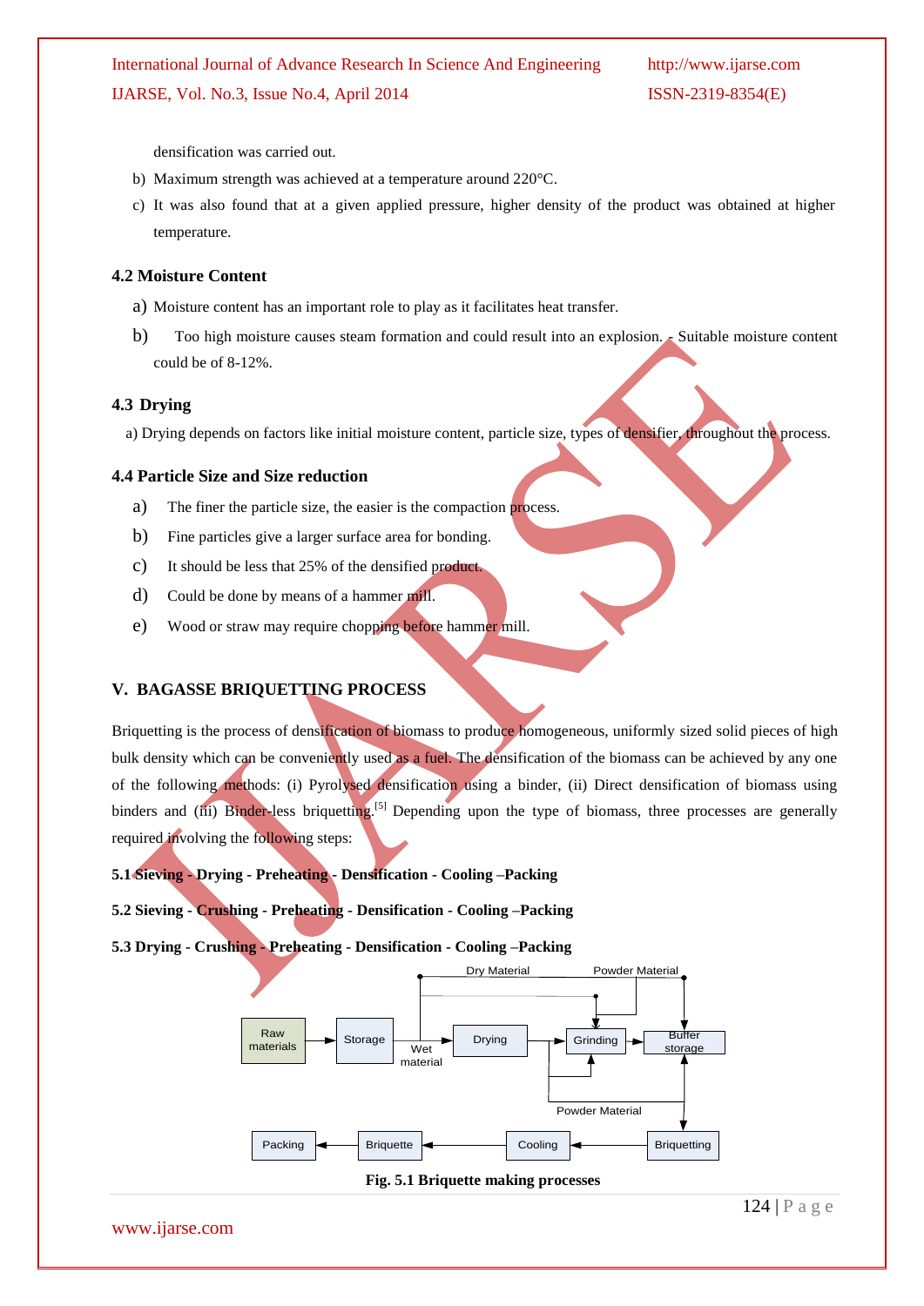densification was carried out.

b) Maximum strength was achieved at a temperature around 220°C.

c) It was also found that at a given applied pressure, higher density of the product was obtained at higher temperature.

### 4.2 Moisture Content

a) Moisture content has an important role to play as it facilitates heat transfer.

b) Too high moisture causes steam formation and could result into an explosion. - Suitable moisture content could be of 8-12%.

### 4.3 Drying

a) Drying depends on factors like initial moisture content, particle size, types of densifier, throughout the process.

### 4.4 Particle Size and Size reduction

a) The finer the particle size, the easier is the compaction process.

b) Fine particles give a larger surface area for bonding.

c) It should be less that 25% of the densified product.

d) Could be done by means of a hammer mill.

e) Wood or straw may require chopping before hammer mill.

## V. BAGASSE BRIQUETTING PROCESS

Briquetting is the process of densification of biomass to produce homogeneous, uniformly sized solid pieces of high bulk density which can be conveniently used as a fuel. The densification of the biomass can be achieved by any one of the following methods: (i) Pyrolysed densification using a binder, (ii) Direct densification of biomass using binders and (iii) Binder-less briquetting.[5] Depending upon the type of biomass, three processes are generally required involving the following steps:

**5.1 Sieving - Drying - Preheating - Densification - Cooling –Packing**

**5.2 Sieving - Crushing - Preheating - Densification - Cooling –Packing**

**5.3 Drying - Crushing - Preheating - Densification - Cooling –Packing**

**Fig. 5.1 Briquette making processes**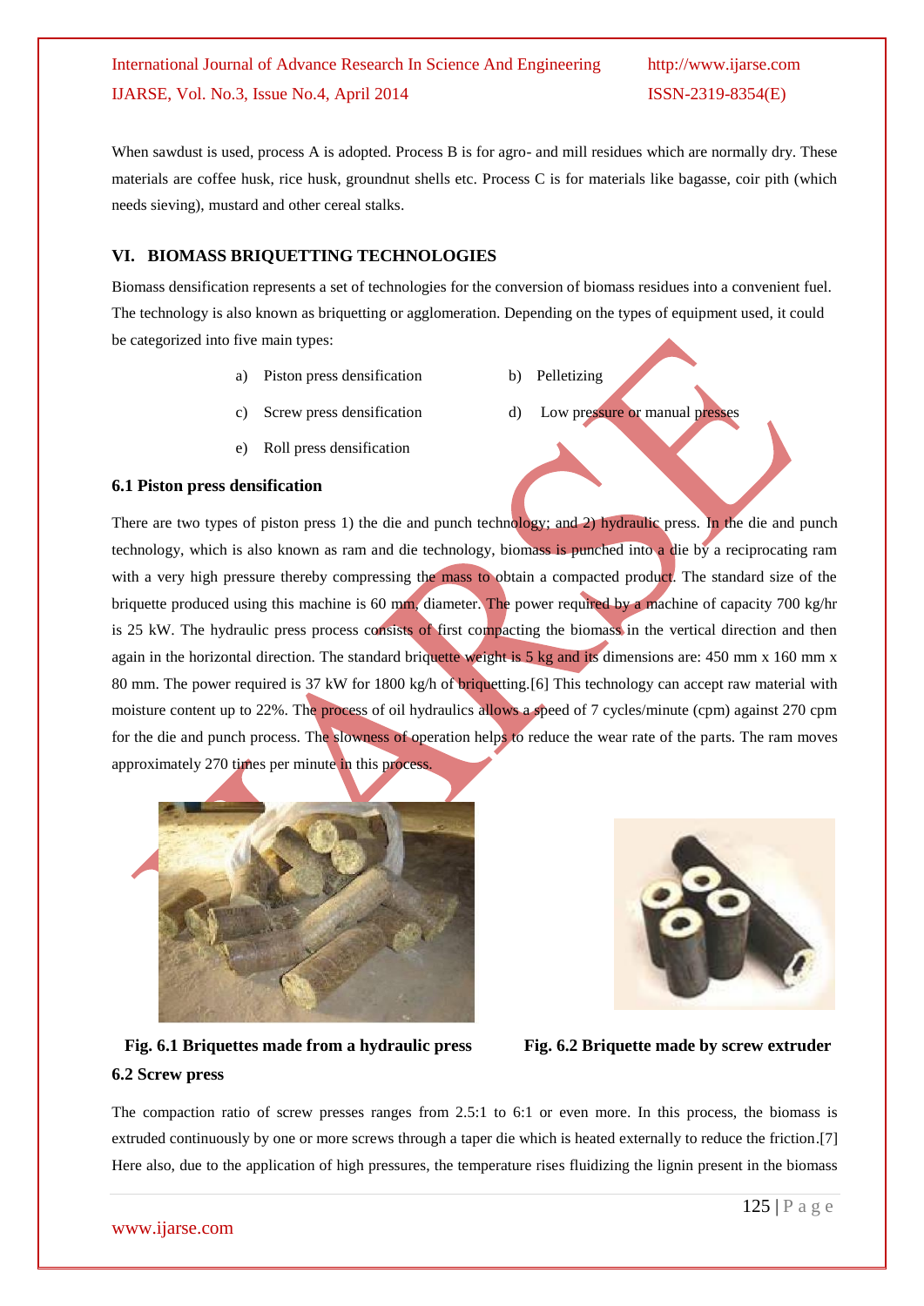When sawdust is used, process A is adopted. Process B is for agro- and mill residues which are normally dry. These materials are coffee husk, rice husk, groundnut shells etc. Process C is for materials like bagasse, coir pith (which needs sieving), mustard and other cereal stalks.

## VI. BIOMASS BRIQUETTING TECHNOLOGIES

Biomass densification represents a set of technologies for the conversion of biomass residues into a convenient fuel. The technology is also known as briquetting or agglomeration. Depending on the types of equipment used, it could be categorized into five main types:

a) Piston press densification

b) Pelletizing

c) Screw press densification

d) Low pressure or manual presses

e) Roll press densification

### 6.1 Piston press densification

There are two types of piston press 1) the die and punch technology; and 2) hydraulic press. In the die and punch technology, which is also known as ram and die technology, biomass is punched into a die by a reciprocating ram with a very high pressure thereby compressing the mass to obtain a compacted product. The standard size of the briquette produced using this machine is 60 mm, diameter. The power required by a machine of capacity 700 kg/hr is 25 kW. The hydraulic press process consists of first compacting the biomass in the vertical direction and then again in the horizontal direction. The standard briquette weight is 5 kg and its dimensions are: 450 mm x 160 mm x 80 mm. The power required is 37 kW for 1800 kg/h of briquetting.[6] This technology can accept raw material with moisture content up to 22%. The process of oil hydraulics allows a speed of 7 cycles/minute (cpm) against 270 cpm for the die and punch process. The slowness of operation helps to reduce the wear rate of the parts. The ram moves approximately 270 times per minute in this process.

**Fig. 6.1 Briquettes made from a hydraulic press**

**Fig. 6.2 Briquette made by screw extruder**

### 6.2 Screw press

The compaction ratio of screw presses ranges from 2.5:1 to 6:1 or even more. In this process, the biomass is extruded continuously by one or more screws through a taper die which is heated externally to reduce the friction.[7] Here also, due to the application of high pressures, the temperature rises fluidizing the lignin present in the biomass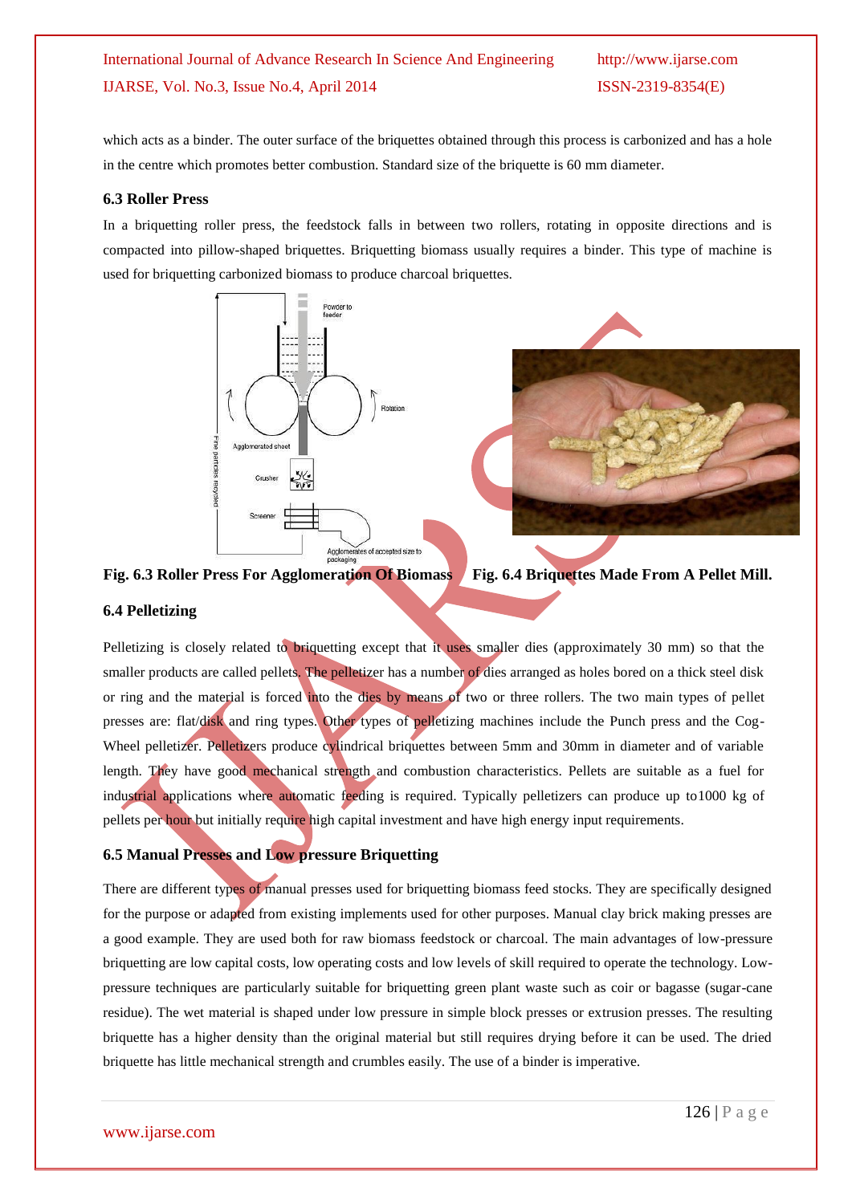which acts as a binder. The outer surface of the briquettes obtained through this process is carbonized and has a hole in the centre which promotes better combustion. Standard size of the briquette is 60 mm diameter.

### 6.3 Roller Press

In a briquetting roller press, the feedstock falls in between two rollers, rotating in opposite directions and is compacted into pillow-shaped briquettes. Briquetting biomass usually requires a binder. This type of machine is used for briquetting carbonized biomass to produce charcoal briquettes.

**Fig. 6.3 Roller Press For Agglomeration Of Biomass**

**Fig. 6.4 Briquettes Made From A Pellet Mill.**

### 6.4 Pelletizing

Pelletizing is closely related to briquetting except that it uses smaller dies (approximately 30 mm) so that the smaller products are called pellets. The pelletizer has a number of dies arranged as holes bored on a thick steel disk or ring and the material is forced into the dies by means of two or three rollers. The two main types of pellet presses are: flat/disk and ring types. Other types of pelletizing machines include the Punch press and the Cog-Wheel pelletizer. Pelletizers produce cylindrical briquettes between 5mm and 30mm in diameter and of variable length. They have good mechanical strength and combustion characteristics. Pellets are suitable as a fuel for industrial applications where automatic feeding is required. Typically pelletizers can produce up to1000 kg of pellets per hour but initially require high capital investment and have high energy input requirements.

### 6.5 Manual Presses and Low pressure Briquetting

There are different types of manual presses used for briquetting biomass feed stocks. They are specifically designed for the purpose or adapted from existing implements used for other purposes. Manual clay brick making presses are a good example. They are used both for raw biomass feedstock or charcoal. The main advantages of low-pressure briquetting are low capital costs, low operating costs and low levels of skill required to operate the technology. Low-pressure techniques are particularly suitable for briquetting green plant waste such as coir or bagasse (sugar-cane residue). The wet material is shaped under low pressure in simple block presses or extrusion presses. The resulting briquette has a higher density than the original material but still requires drying before it can be used. The dried briquette has little mechanical strength and crumbles easily. The use of a binder is imperative.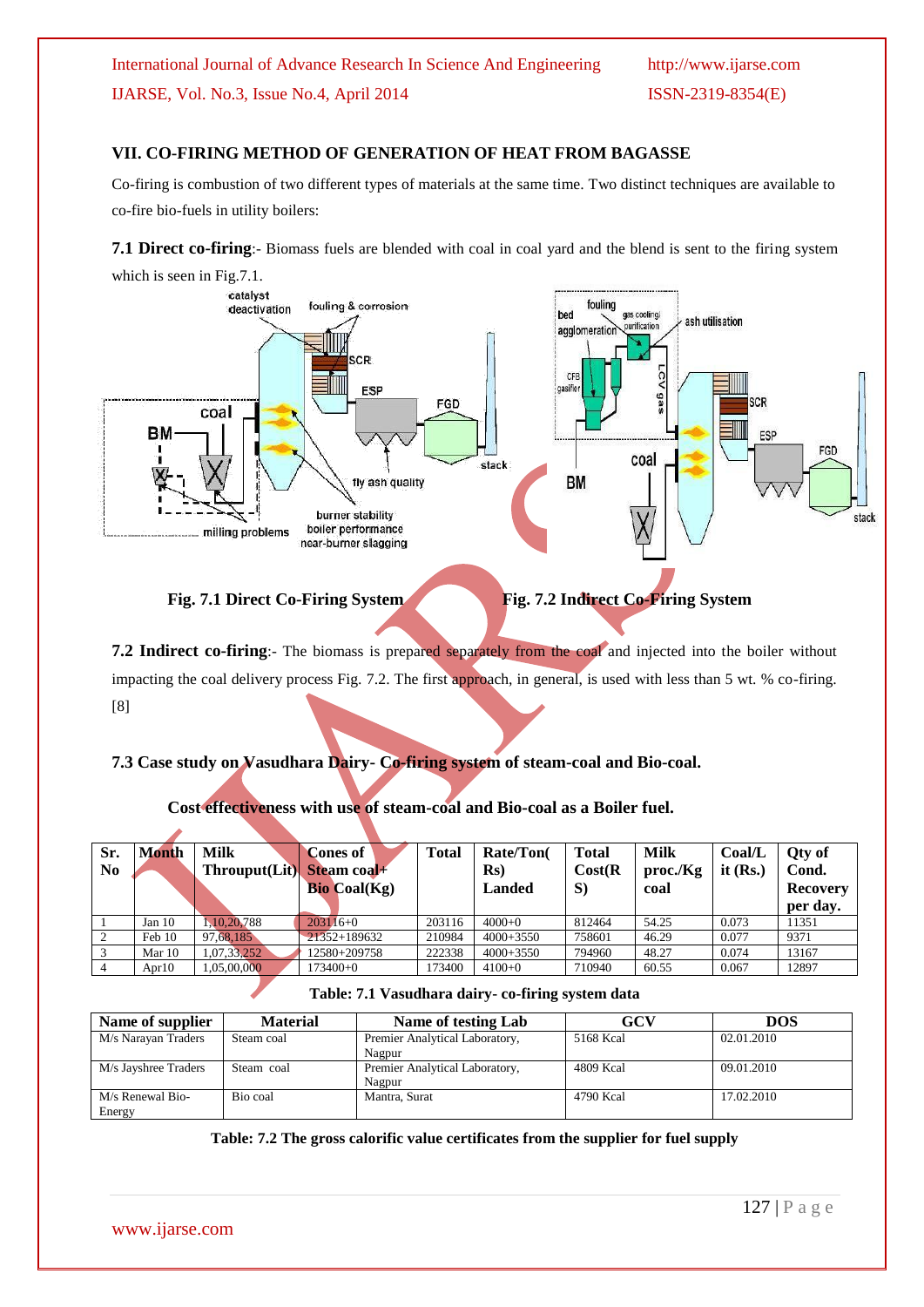## VII. CO-FIRING METHOD OF GENERATION OF HEAT FROM BAGASSE

Co-firing is combustion of two different types of materials at the same time. Two distinct techniques are available to co-fire bio-fuels in utility boilers:

**7.1 Direct co-firing**:- Biomass fuels are blended with coal in coal yard and the blend is sent to the firing system which is seen in Fig.7.1.

**Fig. 7.1 Direct Co-Firing System** **Fig. 7.2 Indirect Co-Firing System**

**7.2 Indirect co-firing**:- The biomass is prepared separately from the coal and injected into the boiler without impacting the coal delivery process Fig. 7.2. The first approach, in general, is used with less than 5 wt. % co-firing. [8]

### 7.3 Case study on Vasudhara Dairy- Co-firing system of steam-coal and Bio-coal.

**Cost effectiveness with use of steam-coal and Bio-coal as a Boiler fuel.**

| Sr. No | Month | Milk Throuput(Lit) | Cones of Steam coal+ Bio Coal(Kg) | Total | Rate/Ton(Rs) Landed | Total Cost(RS) | Milk proc./Kg coal | Coal/Lit (Rs.) | Qty of Cond. Recovery per day. |
|---|---|---|---|---|---|---|---|---|---|
| 1 | Jan 10 | 1,10,20,788 | 203116+0 | 203116 | 4000+0 | 812464 | 54.25 | 0.073 | 11351 |
| 2 | Feb 10 | 97,68,185 | 21352+189632 | 210984 | 4000+3550 | 758601 | 46.29 | 0.077 | 9371 |
| 3 | Mar 10 | 1,07,33,252 | 12580+209758 | 222338 | 4000+3550 | 794960 | 48.27 | 0.074 | 13167 |
| 4 | Apr10 | 1,05,00,000 | 173400+0 | 173400 | 4100+0 | 710940 | 60.55 | 0.067 | 12897 |

**Table: 7.1 Vasudhara dairy- co-firing system data**

| Name of supplier | Material | Name of testing Lab | GCV | DOS |
|---|---|---|---|---|
| M/s Narayan Traders | Steam coal | Premier Analytical Laboratory, Nagpur | 5168 Kcal | 02.01.2010 |
| M/s Jayshree Traders | Steam coal | Premier Analytical Laboratory, Nagpur | 4809 Kcal | 09.01.2010 |
| M/s Renewal Bio-Energy | Bio coal | Mantra, Surat | 4790 Kcal | 17.02.2010 |

**Table: 7.2 The gross calorific value certificates from the supplier for fuel supply**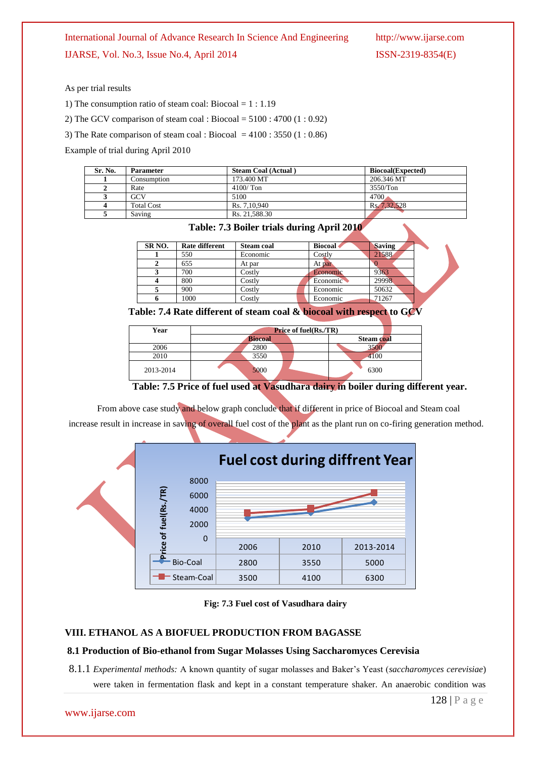As per trial results

1) The consumption ratio of steam coal: Biocoal = 1 : 1.19

2) The GCV comparison of steam coal : Biocoal = 5100 : 4700 (1 : 0.92)

3) The Rate comparison of steam coal : Biocoal = 4100 : 3550 (1 : 0.86)

Example of trial during April 2010

| Sr. No. | Parameter | Steam Coal (Actual ) | Biocoal(Expected) |
|---|---|---|---|
| 1 | Consumption | 173.400 MT | 206.346 MT |
| 2 | Rate | 4100/ Ton | 3550/Ton |
| 3 | GCV | 5100 | 4700 |
| 4 | Total Cost | Rs. 7,10,940 | Rs. 7,32,528 |
| 5 | Saving | Rs. 21,588.30 | |

**Table: 7.3 Boiler trials during April 2010**

| SR NO. | Rate different | Steam coal | Biocoal | Saving |
|---|---|---|---|---|
| 1 | 550 | Economic | Costly | 21588 |
| 2 | 655 | At par | At par | 0 |
| 3 | 700 | Costly | Economic | 9363 |
| 4 | 800 | Costly | Economic | 29998 |
| 5 | 900 | Costly | Economic | 50632 |
| 6 | 1000 | Costly | Economic | 71267 |

**Table: 7.4 Rate different of steam coal & biocoal with respect to GCV**

| Year | Price of fuel(Rs./TR) | |
|---|---|---|
| | Biocoal | Steam coal |
| 2006 | 2800 | 3500 |
| 2010 | 3550 | 4100 |
| 2013-2014 | 5000 | 6300 |

**Table: 7.5 Price of fuel used at Vasudhara dairy in boiler during different year.**

From above case study and below graph conclude that if different in price of Biocoal and Steam coal increase result in increase in saving of overall fuel cost of the plant as the plant run on co-firing generation method.

Fuel cost during diffrent Year

| | 2006 | 2010 | 2013-2014 |
|---|---|---|---|
| Bio-Coal | 2800 | 3550 | 5000 |
| Steam-Coal | 3500 | 4100 | 6300 |

**Fig: 7.3 Fuel cost of Vasudhara dairy**

## VIII. ETHANOL AS A BIOFUEL PRODUCTION FROM BAGASSE

### 8.1 Production of Bio-ethanol from Sugar Molasses Using Saccharomyces Cerevisia

8.1.1 *Experimental methods:* A known quantity of sugar molasses and Baker's Yeast (*saccharomyces cerevisiae*) were taken in fermentation flask and kept in a constant temperature shaker. An anaerobic condition was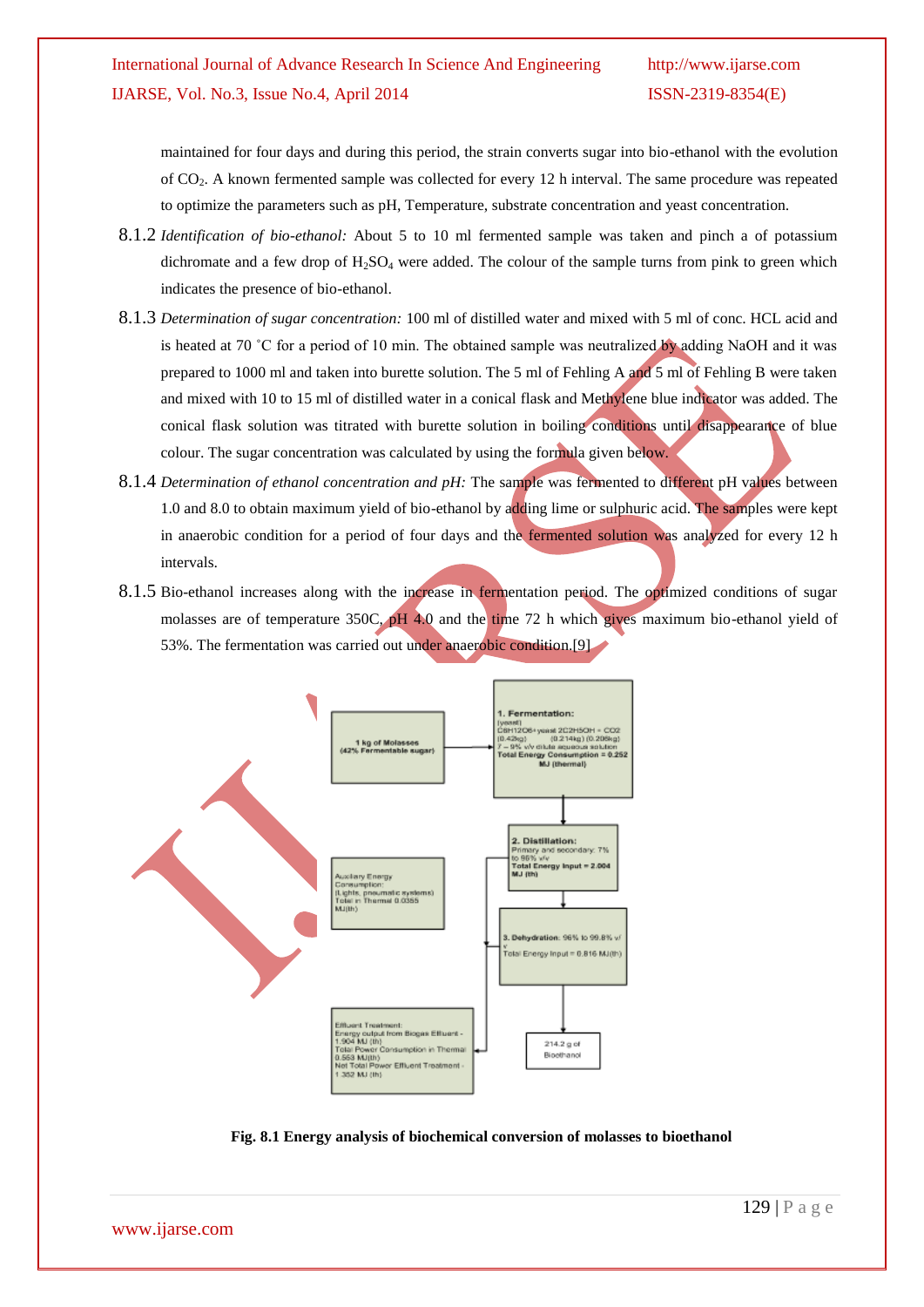maintained for four days and during this period, the strain converts sugar into bio-ethanol with the evolution of $CO_2$. A known fermented sample was collected for every 12 h interval. The same procedure was repeated to optimize the parameters such as pH, Temperature, substrate concentration and yeast concentration.

8.1.2 *Identification of bio-ethanol:* About 5 to 10 ml fermented sample was taken and pinch a of potassium dichromate and a few drop of $H_2SO_4$ were added. The colour of the sample turns from pink to green which indicates the presence of bio-ethanol.

8.1.3 *Determination of sugar concentration:* 100 ml of distilled water and mixed with 5 ml of conc. HCL acid and is heated at 70 ˚C for a period of 10 min. The obtained sample was neutralized by adding NaOH and it was prepared to 1000 ml and taken into burette solution. The 5 ml of Fehling A and 5 ml of Fehling B were taken and mixed with 10 to 15 ml of distilled water in a conical flask and Methylene blue indicator was added. The conical flask solution was titrated with burette solution in boiling conditions until disappearance of blue colour. The sugar concentration was calculated by using the formula given below.

8.1.4 *Determination of ethanol concentration and pH:* The sample was fermented to different pH values between 1.0 and 8.0 to obtain maximum yield of bio-ethanol by adding lime or sulphuric acid. The samples were kept in anaerobic condition for a period of four days and the fermented solution was analyzed for every 12 h intervals.

8.1.5 Bio-ethanol increases along with the increase in fermentation period. The optimized conditions of sugar molasses are of temperature 350C, pH 4.0 and the time 72 h which gives maximum bio-ethanol yield of 53%. The fermentation was carried out under anaerobic condition.[9]

**Fig. 8.1 Energy analysis of biochemical conversion of molasses to bioethanol**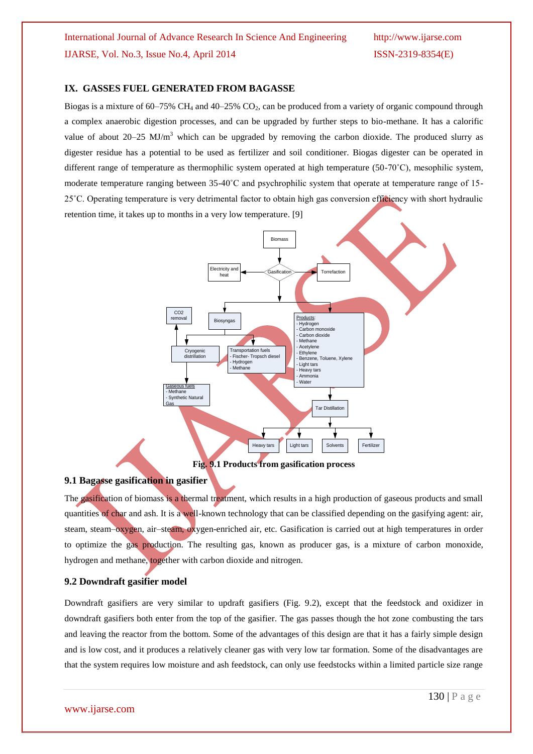## IX. GASSES FUEL GENERATED FROM BAGASSE

Biogas is a mixture of 60–75% $CH_4$ and 40–25% $CO_2$, can be produced from a variety of organic compound through a complex anaerobic digestion processes, and can be upgraded by further steps to bio-methane. It has a calorific value of about 20–25 MJ/m$^3$ which can be upgraded by removing the carbon dioxide. The produced slurry as digester residue has a potential to be used as fertilizer and soil conditioner. Biogas digester can be operated in different range of temperature as thermophilic system operated at high temperature (50-70˚C), mesophilic system, moderate temperature ranging between 35-40˚C and psychrophilic system that operate at temperature range of 15-25˚C. Operating temperature is very detrimental factor to obtain high gas conversion efficiency with short hydraulic retention time, it takes up to months in a very low temperature. [9]

**Fig. 9.1 Products from gasification process**

### 9.1 Bagasse gasification in gasifier

The gasification of biomass is a thermal treatment, which results in a high production of gaseous products and small quantities of char and ash. It is a well-known technology that can be classified depending on the gasifying agent: air, steam, steam–oxygen, air–steam, oxygen-enriched air, etc. Gasification is carried out at high temperatures in order to optimize the gas production. The resulting gas, known as producer gas, is a mixture of carbon monoxide, hydrogen and methane, together with carbon dioxide and nitrogen.

### 9.2 Downdraft gasifier model

Downdraft gasifiers are very similar to updraft gasifiers (Fig. 9.2), except that the feedstock and oxidizer in downdraft gasifiers both enter from the top of the gasifier. The gas passes though the hot zone combusting the tars and leaving the reactor from the bottom. Some of the advantages of this design are that it has a fairly simple design and is low cost, and it produces a relatively cleaner gas with very low tar formation. Some of the disadvantages are that the system requires low moisture and ash feedstock, can only use feedstocks within a limited particle size range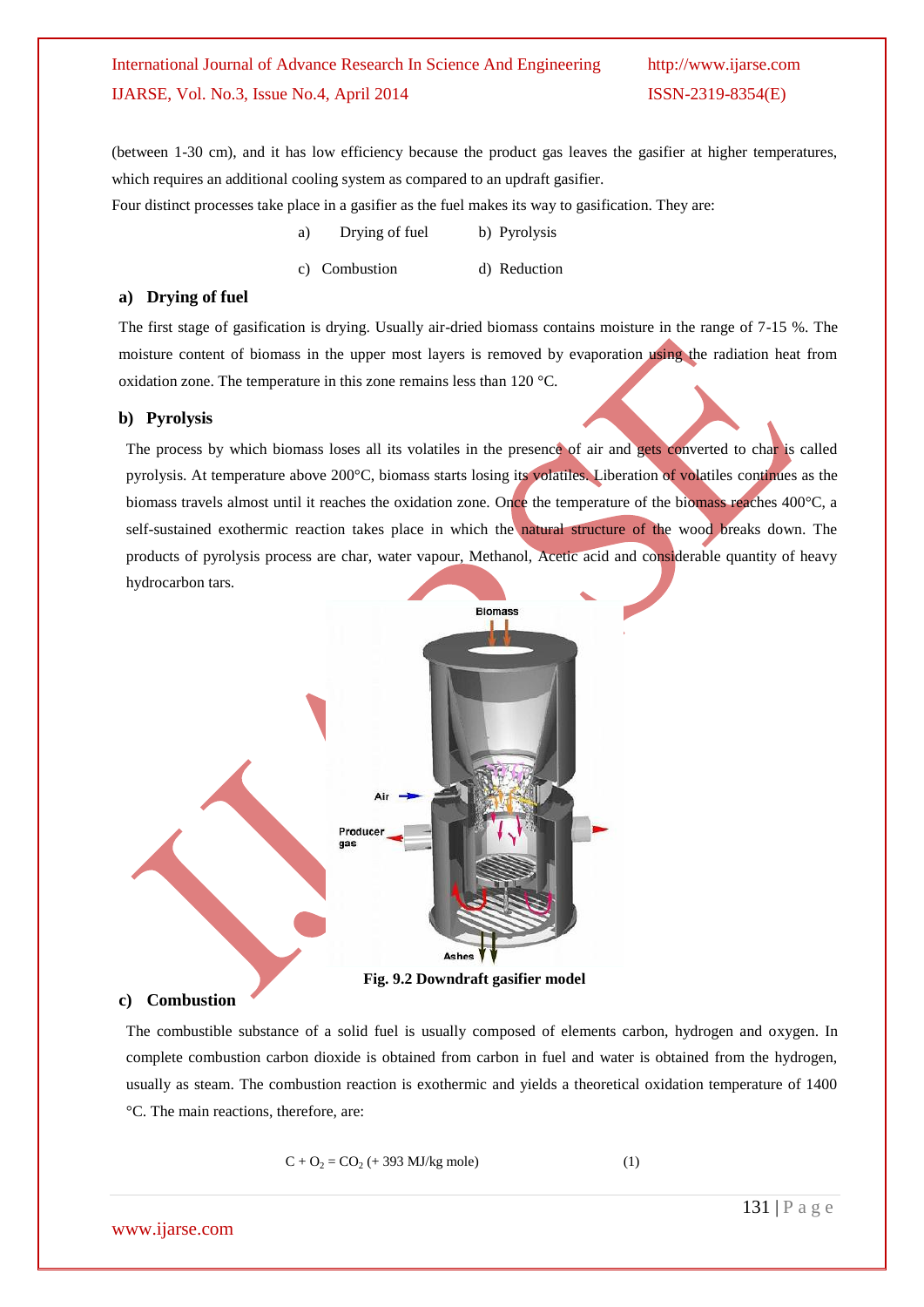(between 1-30 cm), and it has low efficiency because the product gas leaves the gasifier at higher temperatures, which requires an additional cooling system as compared to an updraft gasifier.

Four distinct processes take place in a gasifier as the fuel makes its way to gasification. They are:

a) Drying of fuel    b) Pyrolysis

c) Combustion    d) Reduction

## a) Drying of fuel

The first stage of gasification is drying. Usually air-dried biomass contains moisture in the range of 7-15 %. The moisture content of biomass in the upper most layers is removed by evaporation using the radiation heat from oxidation zone. The temperature in this zone remains less than 120 °C.

## b) Pyrolysis

The process by which biomass loses all its volatiles in the presence of air and gets converted to char is called pyrolysis. At temperature above 200°C, biomass starts losing its volatiles. Liberation of volatiles continues as the biomass travels almost until it reaches the oxidation zone. Once the temperature of the biomass reaches 400°C, a self-sustained exothermic reaction takes place in which the natural structure of the wood breaks down. The products of pyrolysis process are char, water vapour, Methanol, Acetic acid and considerable quantity of heavy hydrocarbon tars.

**Fig. 9.2 Downdraft gasifier model**

## c) Combustion

The combustible substance of a solid fuel is usually composed of elements carbon, hydrogen and oxygen. In complete combustion carbon dioxide is obtained from carbon in fuel and water is obtained from the hydrogen, usually as steam. The combustion reaction is exothermic and yields a theoretical oxidation temperature of 1400 °C. The main reactions, therefore, are:

$$C + O_2 = CO_2 \ (+\ 393\ \text{MJ/kg mole}) \qquad (1)$$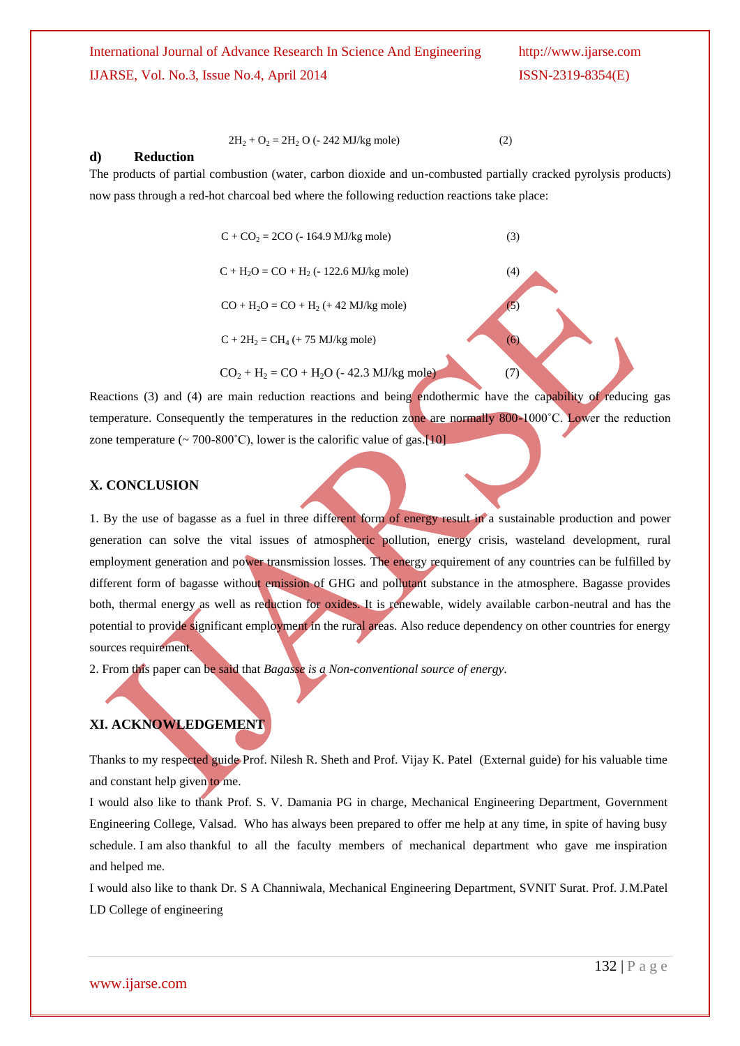$$2H_2 + O_2 = 2H_2O \text{ (- 242 MJ/kg mole)} \quad (2)$$

**d) Reduction**

The products of partial combustion (water, carbon dioxide and un-combusted partially cracked pyrolysis products) now pass through a red-hot charcoal bed where the following reduction reactions take place:

$$C + CO_2 = 2CO \text{ (- 164.9 MJ/kg mole)} \quad (3)$$

$$C + H_2O = CO + H_2 \text{ (- 122.6 MJ/kg mole)} \quad (4)$$

$$CO + H_2O = CO + H_2 \text{ (+ 42 MJ/kg mole)} \quad (5)$$

$$C + 2H_2 = CH_4 \text{ (+ 75 MJ/kg mole)} \quad (6)$$

$$CO_2 + H_2 = CO + H_2O \text{ (- 42.3 MJ/kg mole)} \quad (7)$$

Reactions (3) and (4) are main reduction reactions and being endothermic have the capability of reducing gas temperature. Consequently the temperatures in the reduction zone are normally 800-1000˚C. Lower the reduction zone temperature (~ 700-800˚C), lower is the calorific value of gas.[10]

## X. CONCLUSION

1. By the use of bagasse as a fuel in three different form of energy result in a sustainable production and power generation can solve the vital issues of atmospheric pollution, energy crisis, wasteland development, rural employment generation and power transmission losses. The energy requirement of any countries can be fulfilled by different form of bagasse without emission of GHG and pollutant substance in the atmosphere. Bagasse provides both, thermal energy as well as reduction for oxides. It is renewable, widely available carbon-neutral and has the potential to provide significant employment in the rural areas. Also reduce dependency on other countries for energy sources requirement.

2. From this paper can be said that *Bagasse is a Non-conventional source of energy*.

## XI. ACKNOWLEDGEMENT

Thanks to my respected guide Prof. Nilesh R. Sheth and Prof. Vijay K. Patel (External guide) for his valuable time and constant help given to me.

I would also like to thank Prof. S. V. Damania PG in charge, Mechanical Engineering Department, Government Engineering College, Valsad. Who has always been prepared to offer me help at any time, in spite of having busy schedule. I am also thankful to all the faculty members of mechanical department who gave me inspiration and helped me.

I would also like to thank Dr. S A Channiwala, Mechanical Engineering Department, SVNIT Surat. Prof. J.M.Patel LD College of engineering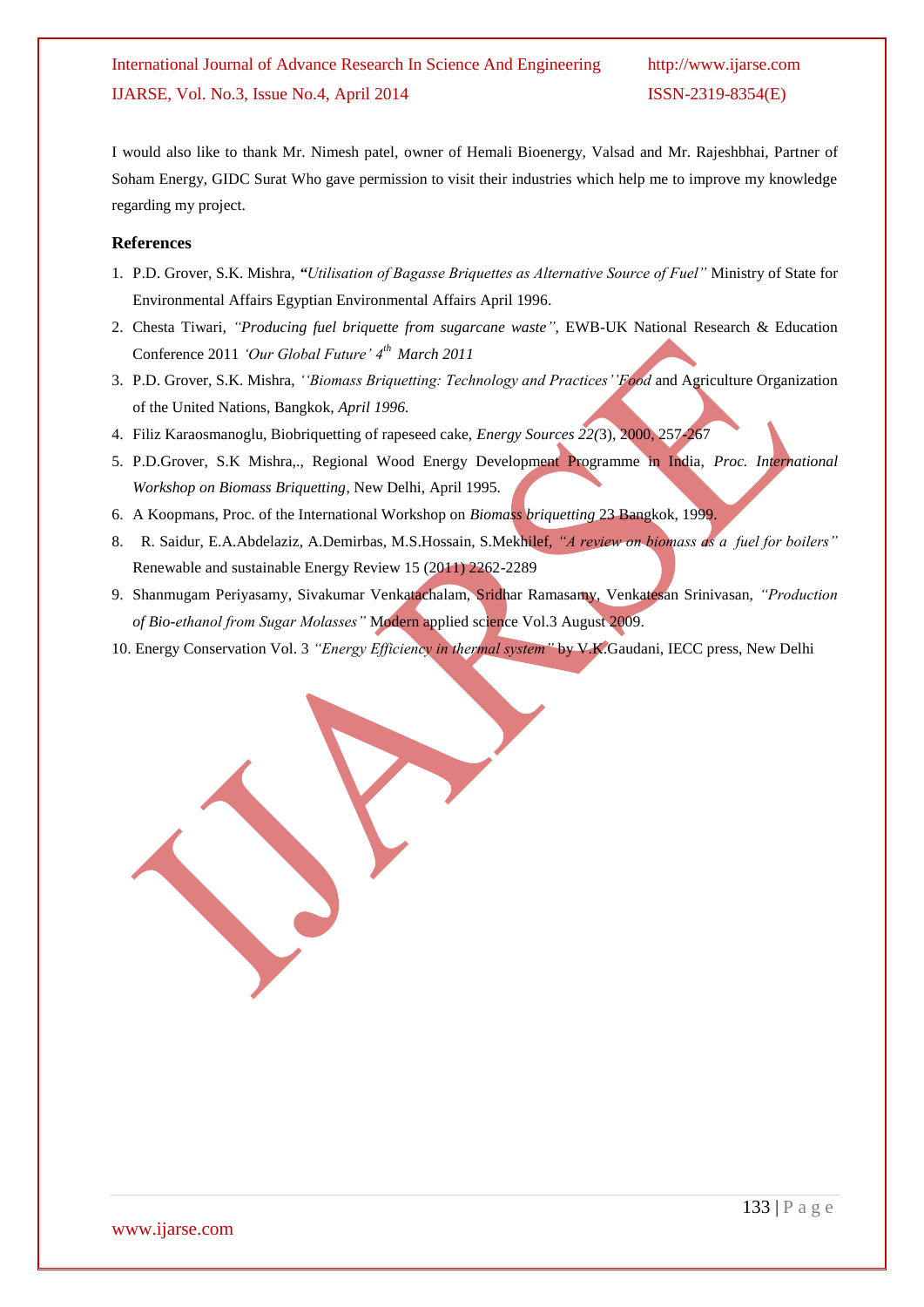I would also like to thank Mr. Nimesh patel, owner of Hemali Bioenergy, Valsad and Mr. Rajeshbhai, Partner of Soham Energy, GIDC Surat Who gave permission to visit their industries which help me to improve my knowledge regarding my project.

## References

1. P.D. Grover, S.K. Mishra, ***"**Utilisation of Bagasse Briquettes as Alternative Source of Fuel"* Ministry of State for Environmental Affairs Egyptian Environmental Affairs April 1996.
2. Chesta Tiwari, *"Producing fuel briquette from sugarcane waste"*, EWB-UK National Research & Education Conference 2011 *'Our Global Future' 4th March 2011*
3. P.D. Grover, S.K. Mishra, *''Biomass Briquetting: Technology and Practices''Food* and Agriculture Organization of the United Nations, Bangkok, *April 1996.*
4. Filiz Karaosmanoglu, Biobriquetting of rapeseed cake, *Energy Sources 22(*3), 2000, 257-267
5. P.D.Grover, S.K Mishra,., Regional Wood Energy Development Programme in India, *Proc. International Workshop on Biomass Briquetting*, New Delhi, April 1995.
6. A Koopmans, Proc. of the International Workshop on *Biomass briquetting* 23 Bangkok, 1999.

8. R. Saidur, E.A.Abdelaziz, A.Demirbas, M.S.Hossain, S.Mekhilef, *"A review on biomass as a fuel for boilers"* Renewable and sustainable Energy Review 15 (2011) 2262-2289
9. Shanmugam Periyasamy, Sivakumar Venkatachalam, Sridhar Ramasamy, Venkatesan Srinivasan, *"Production of Bio-ethanol from Sugar Molasses"* Modern applied science Vol.3 August 2009.
10. Energy Conservation Vol. 3 *"Energy Efficiency in thermal system"* by V.K.Gaudani, IECC press, New Delhi